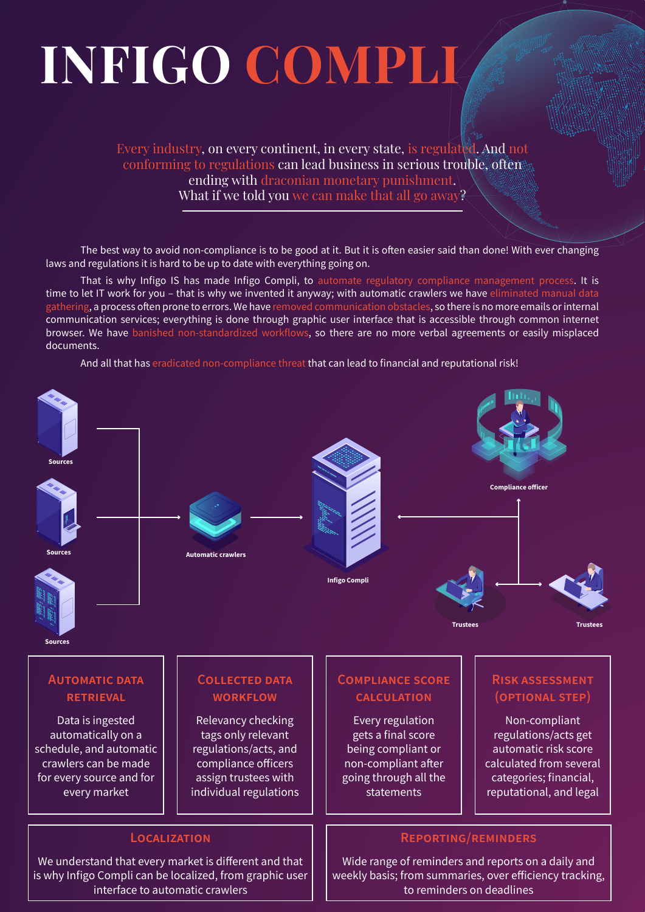# INFIGO COMPLI

Every industry, on every continent, in every state, is regulated. And not conforming to regulations can lead business in serious trouble, often ending with draconian monetary punishment.
What if we told you we can make that all go away?

The best way to avoid non-compliance is to be good at it. But it is often easier said than done! With ever changing laws and regulations it is hard to be up to date with everything going on.

That is why Infigo IS has made Infigo Compli, to automate regulatory compliance management process. It is time to let IT work for you – that is why we invented it anyway; with automatic crawlers we have eliminated manual data gathering, a process often prone to errors. We have removed communication obstacles, so there is no more emails or internal communication services; everything is done through graphic user interface that is accessible through common internet browser. We have banished non-standardized workflows, so there are no more verbal agreements or easily misplaced documents.

And all that has eradicated non-compliance threat that can lead to financial and reputational risk!

Sources

Sources

Sources

Automatic crawlers

Infigo Compli

Compliance officer

Trustees

Trustees

### Automatic data retrieval

Data is ingested automatically on a schedule, and automatic crawlers can be made for every source and for every market

### Collected data workflow

Relevancy checking tags only relevant regulations/acts, and compliance officers assign trustees with individual regulations

### Compliance score calculation

Every regulation gets a final score being compliant or non-compliant after going through all the statements

### Risk assessment (optional step)

Non-compliant regulations/acts get automatic risk score calculated from several categories; financial, reputational, and legal

### Localization

We understand that every market is different and that is why Infigo Compli can be localized, from graphic user interface to automatic crawlers

### Reporting/reminders

Wide range of reminders and reports on a daily and weekly basis; from summaries, over efficiency tracking, to reminders on deadlines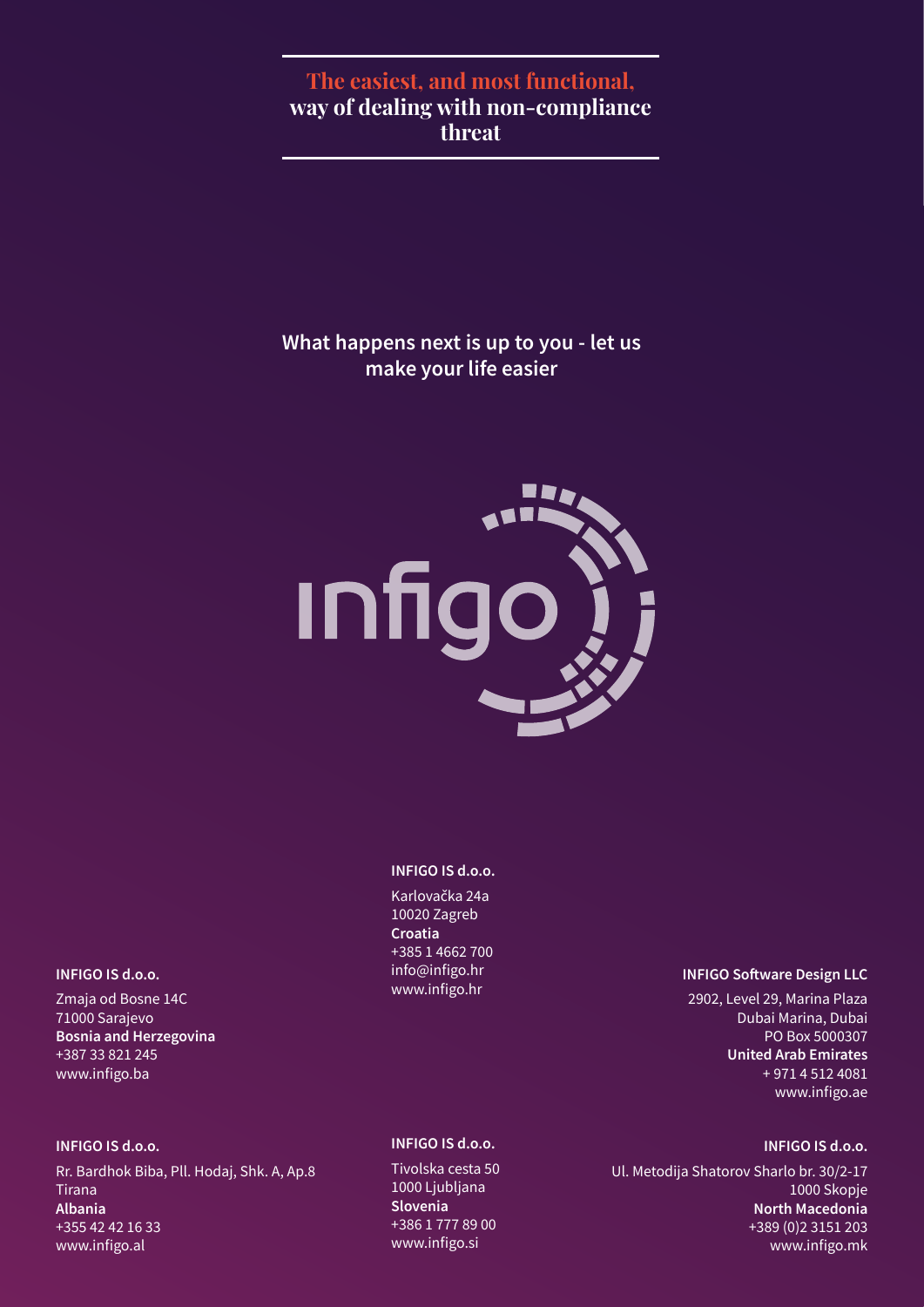## The easiest, and most functional, way of dealing with non-compliance threat

**What happens next is up to you - let us make your life easier**

**INFIGO IS d.o.o.**

Karlovačka 24a
10020 Zagreb
**Croatia**
+385 1 4662 700
info@infigo.hr
www.infigo.hr

**INFIGO IS d.o.o.**

Zmaja od Bosne 14C
71000 Sarajevo
**Bosnia and Herzegovina**
+387 33 821 245
www.infigo.ba

**INFIGO Software Design LLC**

2902, Level 29, Marina Plaza
Dubai Marina, Dubai
PO Box 5000307
**United Arab Emirates**
+ 971 4 512 4081
www.infigo.ae

**INFIGO IS d.o.o.**

Rr. Bardhok Biba, Pll. Hodaj, Shk. A, Ap.8
Tirana
**Albania**
+355 42 42 16 33
www.infigo.al

**INFIGO IS d.o.o.**

Tivolska cesta 50
1000 Ljubljana
**Slovenia**
+386 1 777 89 00
www.infigo.si

**INFIGO IS d.o.o.**

Ul. Metodija Shatorov Sharlo br. 30/2-17
1000 Skopje
**North Macedonia**
+389 (0)2 3151 203
www.infigo.mk